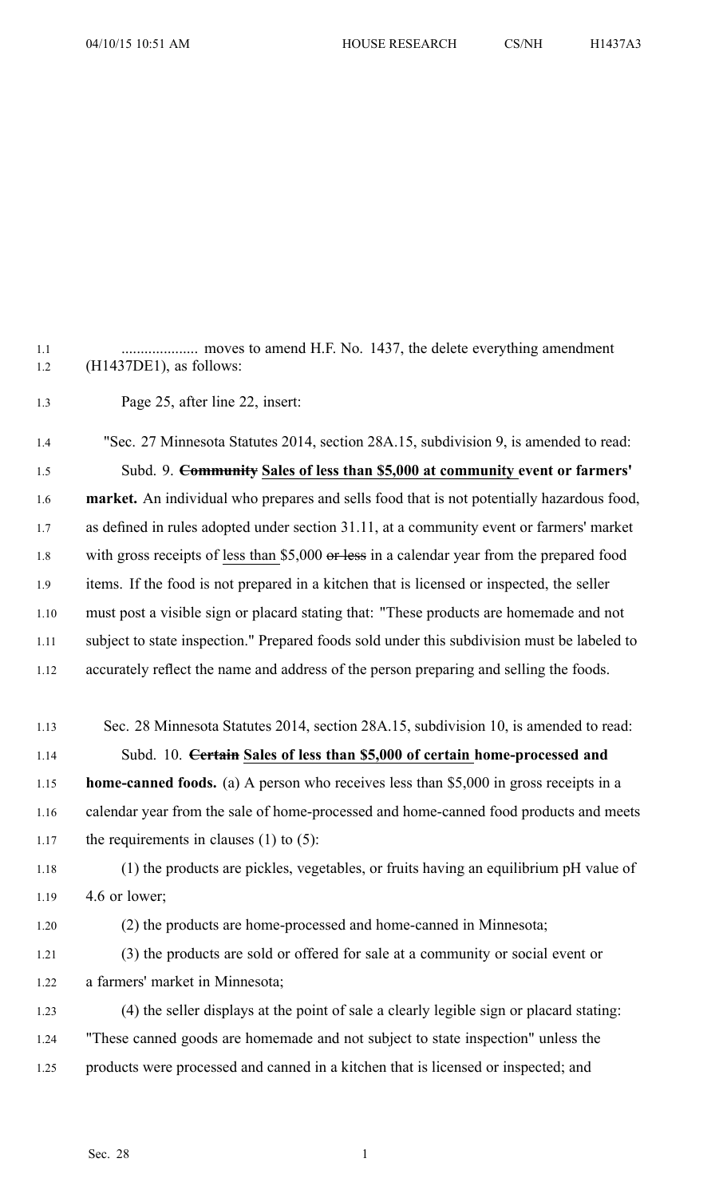.................... moves to amend H.F. No. 1437, the delete everything amendment (H1437DE1), as follows:

Page 25, after line 22, insert:

"Sec. 27 Minnesota Statutes 2014, section 28A.15, subdivision 9, is amended to read:

Subd. 9. ~~**Community**~~ <u>**Sales of less than $5,000 at community**</u> **event or farmers' market.** An individual who prepares and sells food that is not potentially hazardous food, as defined in rules adopted under section 31.11, at a community event or farmers' market with gross receipts of <u>less than</u> $5,000 ~~or less~~ in a calendar year from the prepared food items. If the food is not prepared in a kitchen that is licensed or inspected, the seller must post a visible sign or placard stating that: "These products are homemade and not subject to state inspection." Prepared foods sold under this subdivision must be labeled to accurately reflect the name and address of the person preparing and selling the foods.

Sec. 28 Minnesota Statutes 2014, section 28A.15, subdivision 10, is amended to read:

Subd. 10. ~~**Certain**~~ <u>**Sales of less than $5,000 of certain**</u> **home-processed and home-canned foods.** (a) A person who receives less than $5,000 in gross receipts in a calendar year from the sale of home-processed and home-canned food products and meets the requirements in clauses (1) to (5):

(1) the products are pickles, vegetables, or fruits having an equilibrium pH value of 4.6 or lower;

(2) the products are home-processed and home-canned in Minnesota;

(3) the products are sold or offered for sale at a community or social event or a farmers' market in Minnesota;

(4) the seller displays at the point of sale a clearly legible sign or placard stating: "These canned goods are homemade and not subject to state inspection" unless the products were processed and canned in a kitchen that is licensed or inspected; and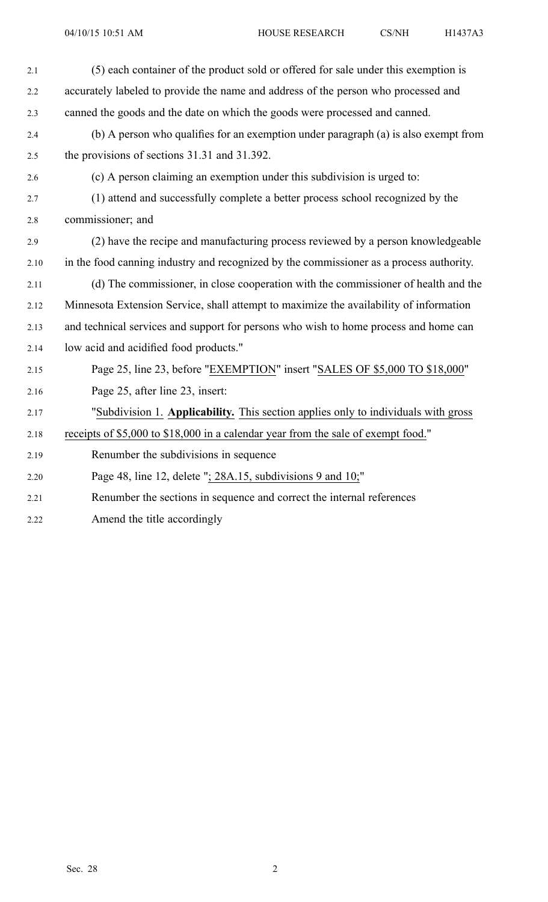(5) each container of the product sold or offered for sale under this exemption is accurately labeled to provide the name and address of the person who processed and canned the goods and the date on which the goods were processed and canned.

(b) A person who qualifies for an exemption under paragraph (a) is also exempt from the provisions of sections 31.31 and 31.392.

(c) A person claiming an exemption under this subdivision is urged to:

(1) attend and successfully complete a better process school recognized by the commissioner; and

(2) have the recipe and manufacturing process reviewed by a person knowledgeable in the food canning industry and recognized by the commissioner as a process authority.

(d) The commissioner, in close cooperation with the commissioner of health and the Minnesota Extension Service, shall attempt to maximize the availability of information and technical services and support for persons who wish to home process and home can low acid and acidified food products."

Page 25, line 23, before "EXEMPTION" insert "SALES OF $5,000 TO $18,000"

Page 25, after line 23, insert:

"Subdivision 1. **Applicability.** This section applies only to individuals with gross receipts of $5,000 to $18,000 in a calendar year from the sale of exempt food."

Renumber the subdivisions in sequence

Page 48, line 12, delete "; 28A.15, subdivisions 9 and 10;"

Renumber the sections in sequence and correct the internal references

Amend the title accordingly